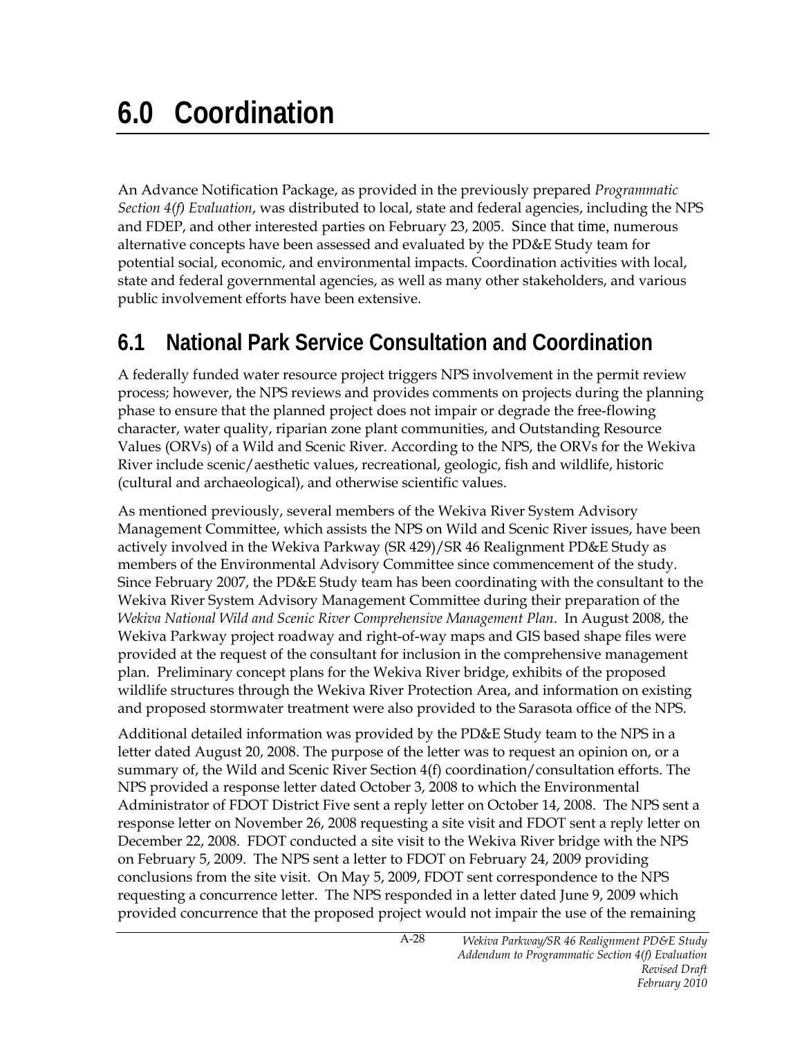# 6.0 Coordination

An Advance Notification Package, as provided in the previously prepared *Programmatic Section 4(f) Evaluation*, was distributed to local, state and federal agencies, including the NPS and FDEP, and other interested parties on February 23, 2005. Since that time, numerous alternative concepts have been assessed and evaluated by the PD&E Study team for potential social, economic, and environmental impacts. Coordination activities with local, state and federal governmental agencies, as well as many other stakeholders, and various public involvement efforts have been extensive.

## 6.1 National Park Service Consultation and Coordination

A federally funded water resource project triggers NPS involvement in the permit review process; however, the NPS reviews and provides comments on projects during the planning phase to ensure that the planned project does not impair or degrade the free-flowing character, water quality, riparian zone plant communities, and Outstanding Resource Values (ORVs) of a Wild and Scenic River. According to the NPS, the ORVs for the Wekiva River include scenic/aesthetic values, recreational, geologic, fish and wildlife, historic (cultural and archaeological), and otherwise scientific values.

As mentioned previously, several members of the Wekiva River System Advisory Management Committee, which assists the NPS on Wild and Scenic River issues, have been actively involved in the Wekiva Parkway (SR 429)/SR 46 Realignment PD&E Study as members of the Environmental Advisory Committee since commencement of the study. Since February 2007, the PD&E Study team has been coordinating with the consultant to the Wekiva River System Advisory Management Committee during their preparation of the *Wekiva National Wild and Scenic River Comprehensive Management Plan*. In August 2008, the Wekiva Parkway project roadway and right-of-way maps and GIS based shape files were provided at the request of the consultant for inclusion in the comprehensive management plan. Preliminary concept plans for the Wekiva River bridge, exhibits of the proposed wildlife structures through the Wekiva River Protection Area, and information on existing and proposed stormwater treatment were also provided to the Sarasota office of the NPS.

Additional detailed information was provided by the PD&E Study team to the NPS in a letter dated August 20, 2008. The purpose of the letter was to request an opinion on, or a summary of, the Wild and Scenic River Section 4(f) coordination/consultation efforts. The NPS provided a response letter dated October 3, 2008 to which the Environmental Administrator of FDOT District Five sent a reply letter on October 14, 2008. The NPS sent a response letter on November 26, 2008 requesting a site visit and FDOT sent a reply letter on December 22, 2008. FDOT conducted a site visit to the Wekiva River bridge with the NPS on February 5, 2009. The NPS sent a letter to FDOT on February 24, 2009 providing conclusions from the site visit. On May 5, 2009, FDOT sent correspondence to the NPS requesting a concurrence letter. The NPS responded in a letter dated June 9, 2009 which provided concurrence that the proposed project would not impair the use of the remaining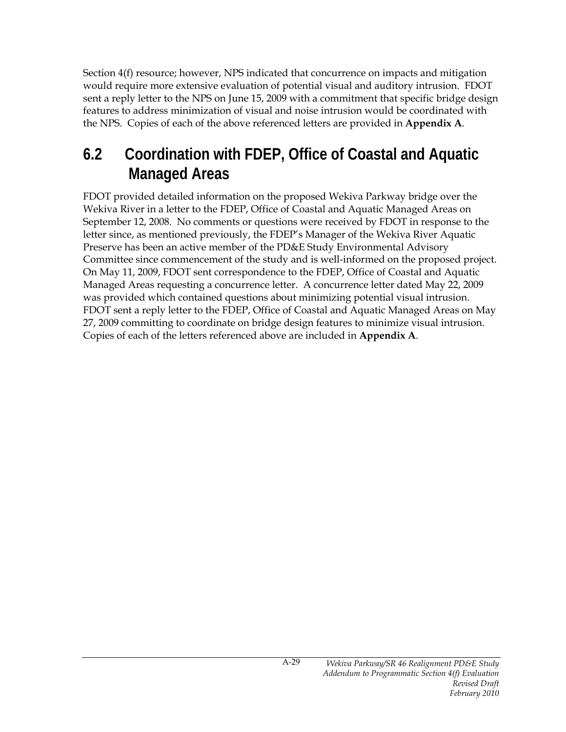Section 4(f) resource; however, NPS indicated that concurrence on impacts and mitigation would require more extensive evaluation of potential visual and auditory intrusion. FDOT sent a reply letter to the NPS on June 15, 2009 with a commitment that specific bridge design features to address minimization of visual and noise intrusion would be coordinated with the NPS. Copies of each of the above referenced letters are provided in **Appendix A**.

## 6.2 Coordination with FDEP, Office of Coastal and Aquatic Managed Areas

FDOT provided detailed information on the proposed Wekiva Parkway bridge over the Wekiva River in a letter to the FDEP, Office of Coastal and Aquatic Managed Areas on September 12, 2008. No comments or questions were received by FDOT in response to the letter since, as mentioned previously, the FDEP's Manager of the Wekiva River Aquatic Preserve has been an active member of the PD&E Study Environmental Advisory Committee since commencement of the study and is well-informed on the proposed project. On May 11, 2009, FDOT sent correspondence to the FDEP, Office of Coastal and Aquatic Managed Areas requesting a concurrence letter. A concurrence letter dated May 22, 2009 was provided which contained questions about minimizing potential visual intrusion. FDOT sent a reply letter to the FDEP, Office of Coastal and Aquatic Managed Areas on May 27, 2009 committing to coordinate on bridge design features to minimize visual intrusion. Copies of each of the letters referenced above are included in **Appendix A**.